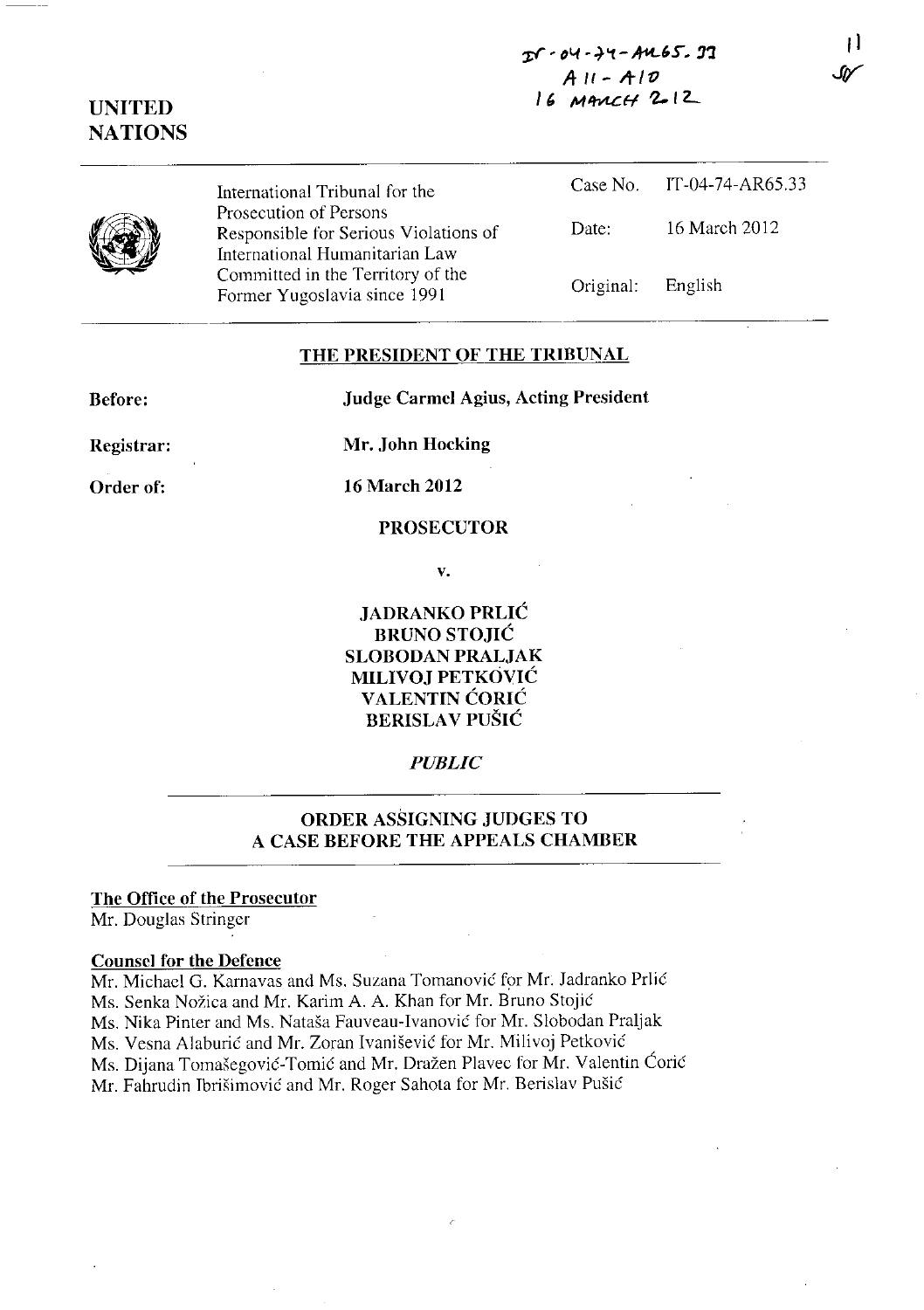IT-04-74-AR65.33
A 11 - A 10
16 MARCH 2012

**UNITED NATIONS**

International Tribunal for the Prosecution of Persons Responsible for Serious Violations of International Humanitarian Law Committed in the Territory of the Former Yugoslavia since 1991

| | |
|---|---|
| Case No. | IT-04-74-AR65.33 |
| Date: | 16 March 2012 |
| Original: | English |

## THE PRESIDENT OF THE TRIBUNAL

**Before:** **Judge Carmel Agius, Acting President**

**Registrar:** **Mr. John Hocking**

**Order of:** **16 March 2012**

**PROSECUTOR**

**v.**

**JADRANKO PRLIĆ**
**BRUNO STOJIĆ**
**SLOBODAN PRALJAK**
**MILIVOJ PETKOVIĆ**
**VALENTIN ĆORIĆ**
**BERISLAV PUŠIĆ**

*PUBLIC*

## ORDER ASSIGNING JUDGES TO A CASE BEFORE THE APPEALS CHAMBER

**The Office of the Prosecutor**
Mr. Douglas Stringer

**Counsel for the Defence**
Mr. Michael G. Karnavas and Ms. Suzana Tomanović for Mr. Jadranko Prlić
Ms. Senka Nožica and Mr. Karim A. A. Khan for Mr. Bruno Stojić
Ms. Nika Pinter and Ms. Nataša Fauveau-Ivanović for Mr. Slobodan Praljak
Ms. Vesna Alaburić and Mr. Zoran Ivanišević for Mr. Milivoj Petković
Ms. Dijana Tomašegović-Tomić and Mr. Dražen Plavec for Mr. Valentin Ćorić
Mr. Fahrudin Ibrišimović and Mr. Roger Sahota for Mr. Berislav Pušić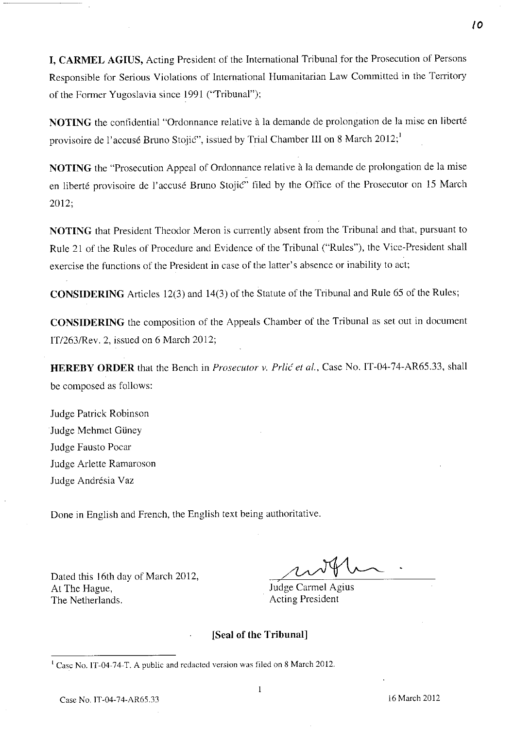**I, CARMEL AGIUS,** Acting President of the International Tribunal for the Prosecution of Persons Responsible for Serious Violations of International Humanitarian Law Committed in the Territory of the Former Yugoslavia since 1991 ("Tribunal");

**NOTING** the confidential "Ordonnance relative à la demande de prolongation de la mise en liberté provisoire de l'accusé Bruno Stojić", issued by Trial Chamber III on 8 March 2012;[1]

**NOTING** the "Prosecution Appeal of Ordonnance relative à la demande de prolongation de la mise en liberté provisoire de l'accusé Bruno Stojić" filed by the Office of the Prosecutor on 15 March 2012;

**NOTING** that President Theodor Meron is currently absent from the Tribunal and that, pursuant to Rule 21 of the Rules of Procedure and Evidence of the Tribunal ("Rules"), the Vice-President shall exercise the functions of the President in case of the latter's absence or inability to act;

**CONSIDERING** Articles 12(3) and 14(3) of the Statute of the Tribunal and Rule 65 of the Rules;

**CONSIDERING** the composition of the Appeals Chamber of the Tribunal as set out in document IT/263/Rev. 2, issued on 6 March 2012;

**HEREBY ORDER** that the Bench in *Prosecutor v. Prlić et al.*, Case No. IT-04-74-AR65.33, shall be composed as follows:

Judge Patrick Robinson
Judge Mehmet Güney
Judge Fausto Pocar
Judge Arlette Ramaroson
Judge Andrésia Vaz

Done in English and French, the English text being authoritative.

Dated this 16th day of March 2012,
At The Hague,
The Netherlands.

Judge Carmel Agius
Acting President

**[Seal of the Tribunal]**

[1] Case No. IT-04-74-T. A public and redacted version was filed on 8 March 2012.